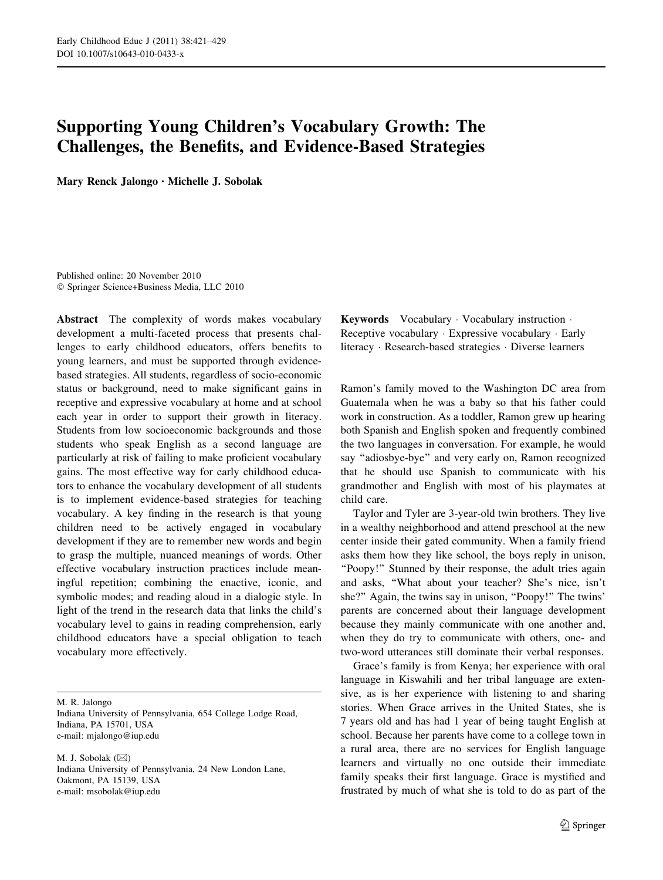# Supporting Young Children's Vocabulary Growth: The Challenges, the Benefits, and Evidence-Based Strategies

**Mary Renck Jalongo · Michelle J. Sobolak**

Published online: 20 November 2010
© Springer Science+Business Media, LLC 2010

**Abstract** The complexity of words makes vocabulary development a multi-faceted process that presents challenges to early childhood educators, offers benefits to young learners, and must be supported through evidence-based strategies. All students, regardless of socio-economic status or background, need to make significant gains in receptive and expressive vocabulary at home and at school each year in order to support their growth in literacy. Students from low socioeconomic backgrounds and those students who speak English as a second language are particularly at risk of failing to make proficient vocabulary gains. The most effective way for early childhood educators to enhance the vocabulary development of all students is to implement evidence-based strategies for teaching vocabulary. A key finding in the research is that young children need to be actively engaged in vocabulary development if they are to remember new words and begin to grasp the multiple, nuanced meanings of words. Other effective vocabulary instruction practices include meaningful repetition; combining the enactive, iconic, and symbolic modes; and reading aloud in a dialogic style. In light of the trend in the research data that links the child's vocabulary level to gains in reading comprehension, early childhood educators have a special obligation to teach vocabulary more effectively.

M. R. Jalongo
Indiana University of Pennsylvania, 654 College Lodge Road, Indiana, PA 15701, USA
e-mail: mjalongo@iup.edu

M. J. Sobolak (✉)
Indiana University of Pennsylvania, 24 New London Lane, Oakmont, PA 15139, USA
e-mail: msobolak@iup.edu

**Keywords** Vocabulary · Vocabulary instruction · Receptive vocabulary · Expressive vocabulary · Early literacy · Research-based strategies · Diverse learners

Ramon's family moved to the Washington DC area from Guatemala when he was a baby so that his father could work in construction. As a toddler, Ramon grew up hearing both Spanish and English spoken and frequently combined the two languages in conversation. For example, he would say "adiosbye-bye" and very early on, Ramon recognized that he should use Spanish to communicate with his grandmother and English with most of his playmates at child care.

Taylor and Tyler are 3-year-old twin brothers. They live in a wealthy neighborhood and attend preschool at the new center inside their gated community. When a family friend asks them how they like school, the boys reply in unison, "Poopy!" Stunned by their response, the adult tries again and asks, "What about your teacher? She's nice, isn't she?" Again, the twins say in unison, "Poopy!" The twins' parents are concerned about their language development because they mainly communicate with one another and, when they do try to communicate with others, one- and two-word utterances still dominate their verbal responses.

Grace's family is from Kenya; her experience with oral language in Kiswahili and her tribal language are extensive, as is her experience with listening to and sharing stories. When Grace arrives in the United States, she is 7 years old and has had 1 year of being taught English at school. Because her parents have come to a college town in a rural area, there are no services for English language learners and virtually no one outside their immediate family speaks their first language. Grace is mystified and frustrated by much of what she is told to do as part of the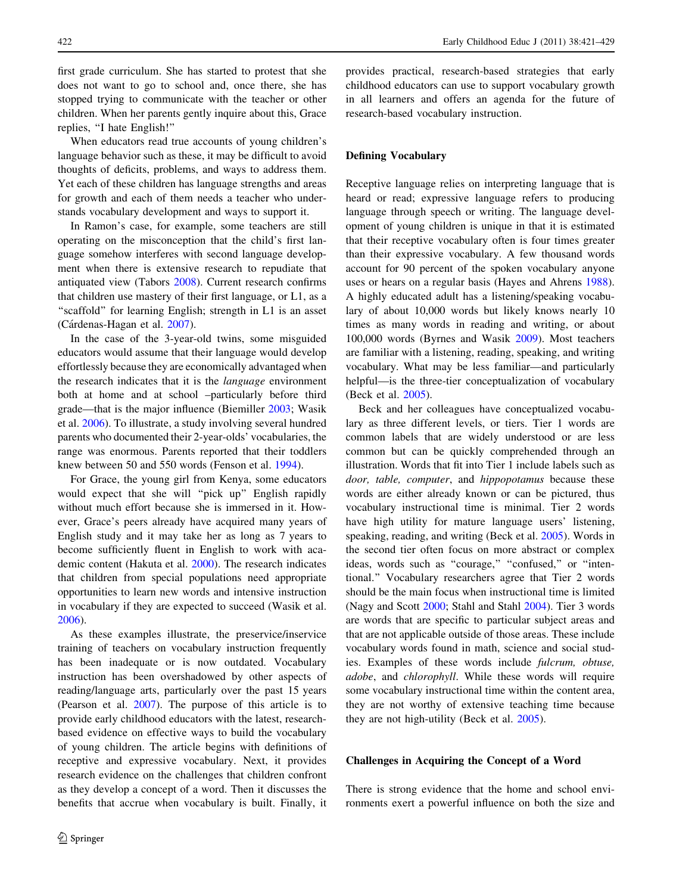first grade curriculum. She has started to protest that she does not want to go to school and, once there, she has stopped trying to communicate with the teacher or other children. When her parents gently inquire about this, Grace replies, "I hate English!"

When educators read true accounts of young children's language behavior such as these, it may be difficult to avoid thoughts of deficits, problems, and ways to address them. Yet each of these children has language strengths and areas for growth and each of them needs a teacher who understands vocabulary development and ways to support it.

In Ramon's case, for example, some teachers are still operating on the misconception that the child's first language somehow interferes with second language development when there is extensive research to repudiate that antiquated view (Tabors 2008). Current research confirms that children use mastery of their first language, or L1, as a "scaffold" for learning English; strength in L1 is an asset (Cárdenas-Hagan et al. 2007).

In the case of the 3-year-old twins, some misguided educators would assume that their language would develop effortlessly because they are economically advantaged when the research indicates that it is the *language* environment both at home and at school –particularly before third grade—that is the major influence (Biemiller 2003; Wasik et al. 2006). To illustrate, a study involving several hundred parents who documented their 2-year-olds' vocabularies, the range was enormous. Parents reported that their toddlers knew between 50 and 550 words (Fenson et al. 1994).

For Grace, the young girl from Kenya, some educators would expect that she will "pick up" English rapidly without much effort because she is immersed in it. However, Grace's peers already have acquired many years of English study and it may take her as long as 7 years to become sufficiently fluent in English to work with academic content (Hakuta et al. 2000). The research indicates that children from special populations need appropriate opportunities to learn new words and intensive instruction in vocabulary if they are expected to succeed (Wasik et al. 2006).

As these examples illustrate, the preservice/inservice training of teachers on vocabulary instruction frequently has been inadequate or is now outdated. Vocabulary instruction has been overshadowed by other aspects of reading/language arts, particularly over the past 15 years (Pearson et al. 2007). The purpose of this article is to provide early childhood educators with the latest, research-based evidence on effective ways to build the vocabulary of young children. The article begins with definitions of receptive and expressive vocabulary. Next, it provides research evidence on the challenges that children confront as they develop a concept of a word. Then it discusses the benefits that accrue when vocabulary is built. Finally, it provides practical, research-based strategies that early childhood educators can use to support vocabulary growth in all learners and offers an agenda for the future of research-based vocabulary instruction.

## Defining Vocabulary

Receptive language relies on interpreting language that is heard or read; expressive language refers to producing language through speech or writing. The language development of young children is unique in that it is estimated that their receptive vocabulary often is four times greater than their expressive vocabulary. A few thousand words account for 90 percent of the spoken vocabulary anyone uses or hears on a regular basis (Hayes and Ahrens 1988). A highly educated adult has a listening/speaking vocabulary of about 10,000 words but likely knows nearly 10 times as many words in reading and writing, or about 100,000 words (Byrnes and Wasik 2009). Most teachers are familiar with a listening, reading, speaking, and writing vocabulary. What may be less familiar—and particularly helpful—is the three-tier conceptualization of vocabulary (Beck et al. 2005).

Beck and her colleagues have conceptualized vocabulary as three different levels, or tiers. Tier 1 words are common labels that are widely understood or are less common but can be quickly comprehended through an illustration. Words that fit into Tier 1 include labels such as *door, table, computer*, and *hippopotamus* because these words are either already known or can be pictured, thus vocabulary instructional time is minimal. Tier 2 words have high utility for mature language users' listening, speaking, reading, and writing (Beck et al. 2005). Words in the second tier often focus on more abstract or complex ideas, words such as "courage," "confused," or "intentional." Vocabulary researchers agree that Tier 2 words should be the main focus when instructional time is limited (Nagy and Scott 2000; Stahl and Stahl 2004). Tier 3 words are words that are specific to particular subject areas and that are not applicable outside of those areas. These include vocabulary words found in math, science and social studies. Examples of these words include *fulcrum, obtuse, adobe*, and *chlorophyll*. While these words will require some vocabulary instructional time within the content area, they are not worthy of extensive teaching time because they are not high-utility (Beck et al. 2005).

## Challenges in Acquiring the Concept of a Word

There is strong evidence that the home and school environments exert a powerful influence on both the size and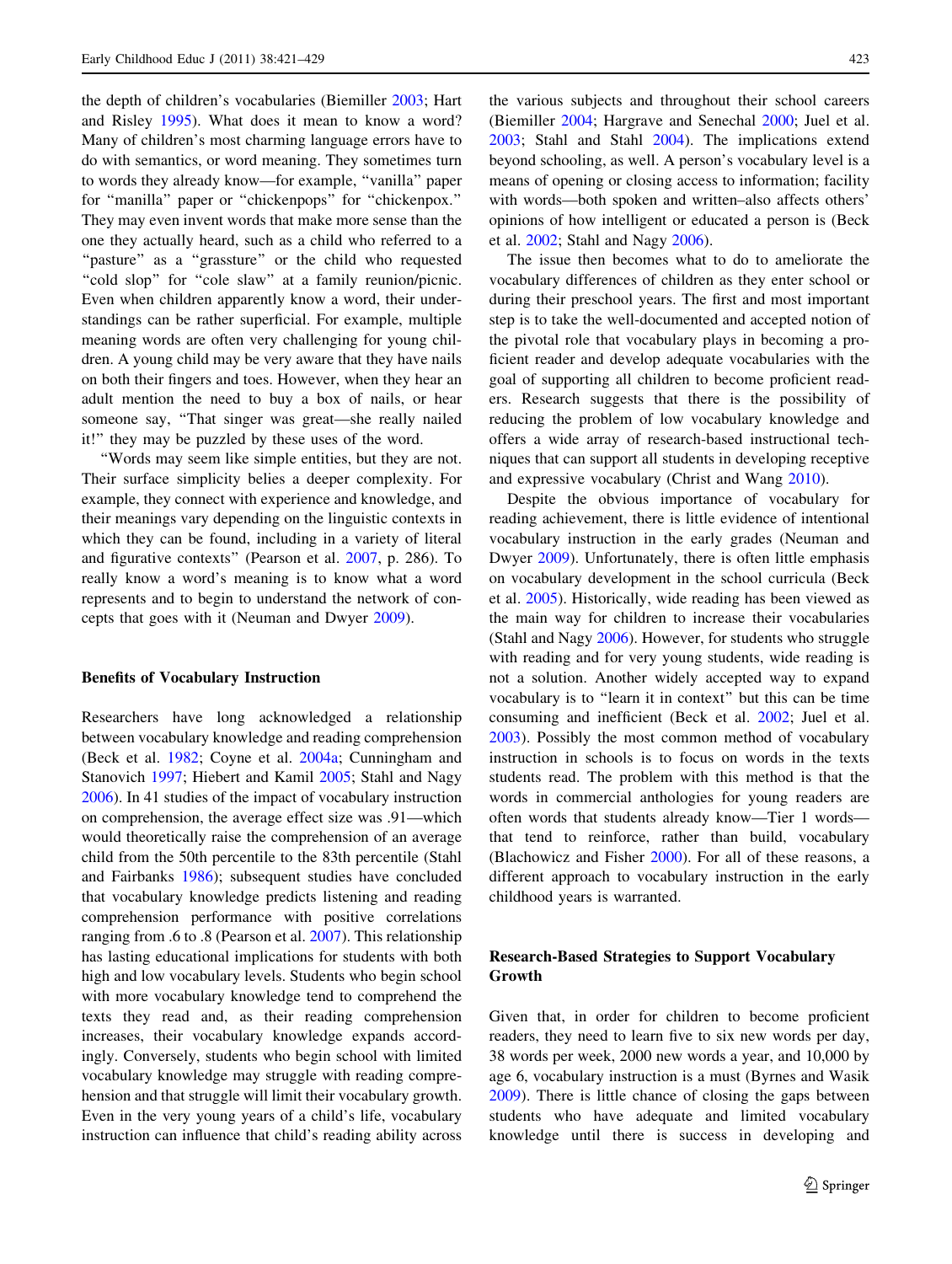the depth of children's vocabularies (Biemiller 2003; Hart and Risley 1995). What does it mean to know a word? Many of children's most charming language errors have to do with semantics, or word meaning. They sometimes turn to words they already know—for example, "vanilla" paper for "manilla" paper or "chickenpops" for "chickenpox." They may even invent words that make more sense than the one they actually heard, such as a child who referred to a "pasture" as a "grassture" or the child who requested "cold slop" for "cole slaw" at a family reunion/picnic. Even when children apparently know a word, their understandings can be rather superficial. For example, multiple meaning words are often very challenging for young children. A young child may be very aware that they have nails on both their fingers and toes. However, when they hear an adult mention the need to buy a box of nails, or hear someone say, "That singer was great—she really nailed it!" they may be puzzled by these uses of the word.

"Words may seem like simple entities, but they are not. Their surface simplicity belies a deeper complexity. For example, they connect with experience and knowledge, and their meanings vary depending on the linguistic contexts in which they can be found, including in a variety of literal and figurative contexts" (Pearson et al. 2007, p. 286). To really know a word's meaning is to know what a word represents and to begin to understand the network of concepts that goes with it (Neuman and Dwyer 2009).

## Benefits of Vocabulary Instruction

Researchers have long acknowledged a relationship between vocabulary knowledge and reading comprehension (Beck et al. 1982; Coyne et al. 2004a; Cunningham and Stanovich 1997; Hiebert and Kamil 2005; Stahl and Nagy 2006). In 41 studies of the impact of vocabulary instruction on comprehension, the average effect size was .91—which would theoretically raise the comprehension of an average child from the 50th percentile to the 83th percentile (Stahl and Fairbanks 1986); subsequent studies have concluded that vocabulary knowledge predicts listening and reading comprehension performance with positive correlations ranging from .6 to .8 (Pearson et al. 2007). This relationship has lasting educational implications for students with both high and low vocabulary levels. Students who begin school with more vocabulary knowledge tend to comprehend the texts they read and, as their reading comprehension increases, their vocabulary knowledge expands accordingly. Conversely, students who begin school with limited vocabulary knowledge may struggle with reading comprehension and that struggle will limit their vocabulary growth. Even in the very young years of a child's life, vocabulary instruction can influence that child's reading ability across the various subjects and throughout their school careers (Biemiller 2004; Hargrave and Senechal 2000; Juel et al. 2003; Stahl and Stahl 2004). The implications extend beyond schooling, as well. A person's vocabulary level is a means of opening or closing access to information; facility with words—both spoken and written–also affects others' opinions of how intelligent or educated a person is (Beck et al. 2002; Stahl and Nagy 2006).

The issue then becomes what to do to ameliorate the vocabulary differences of children as they enter school or during their preschool years. The first and most important step is to take the well-documented and accepted notion of the pivotal role that vocabulary plays in becoming a proficient reader and develop adequate vocabularies with the goal of supporting all children to become proficient readers. Research suggests that there is the possibility of reducing the problem of low vocabulary knowledge and offers a wide array of research-based instructional techniques that can support all students in developing receptive and expressive vocabulary (Christ and Wang 2010).

Despite the obvious importance of vocabulary for reading achievement, there is little evidence of intentional vocabulary instruction in the early grades (Neuman and Dwyer 2009). Unfortunately, there is often little emphasis on vocabulary development in the school curricula (Beck et al. 2005). Historically, wide reading has been viewed as the main way for children to increase their vocabularies (Stahl and Nagy 2006). However, for students who struggle with reading and for very young students, wide reading is not a solution. Another widely accepted way to expand vocabulary is to "learn it in context" but this can be time consuming and inefficient (Beck et al. 2002; Juel et al. 2003). Possibly the most common method of vocabulary instruction in schools is to focus on words in the texts students read. The problem with this method is that the words in commercial anthologies for young readers are often words that students already know—Tier 1 words—that tend to reinforce, rather than build, vocabulary (Blachowicz and Fisher 2000). For all of these reasons, a different approach to vocabulary instruction in the early childhood years is warranted.

## Research-Based Strategies to Support Vocabulary Growth

Given that, in order for children to become proficient readers, they need to learn five to six new words per day, 38 words per week, 2000 new words a year, and 10,000 by age 6, vocabulary instruction is a must (Byrnes and Wasik 2009). There is little chance of closing the gaps between students who have adequate and limited vocabulary knowledge until there is success in developing and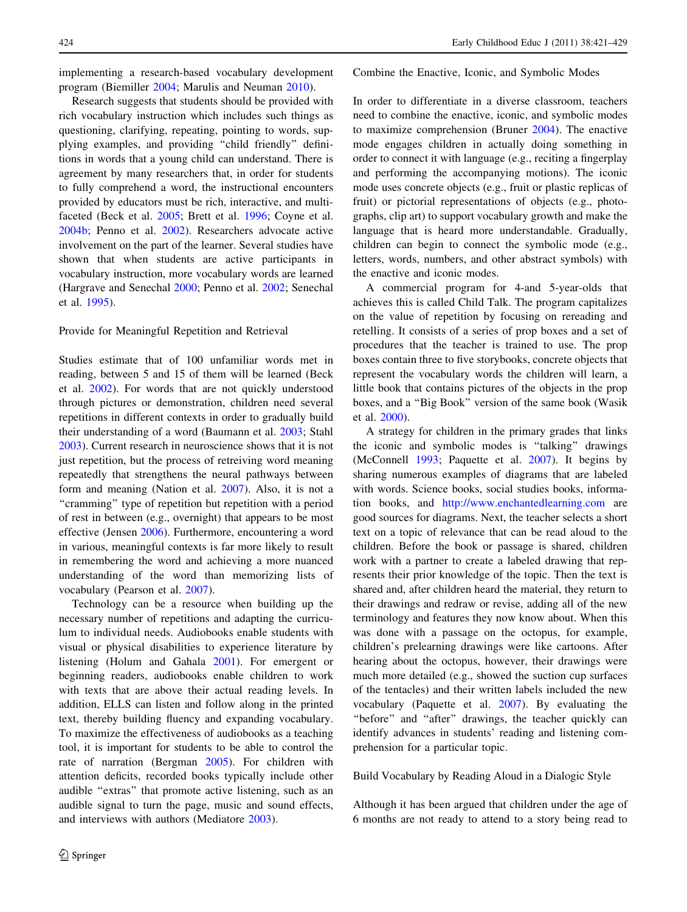implementing a research-based vocabulary development program (Biemiller 2004; Marulis and Neuman 2010).

Research suggests that students should be provided with rich vocabulary instruction which includes such things as questioning, clarifying, repeating, pointing to words, supplying examples, and providing "child friendly" definitions in words that a young child can understand. There is agreement by many researchers that, in order for students to fully comprehend a word, the instructional encounters provided by educators must be rich, interactive, and multifaceted (Beck et al. 2005; Brett et al. 1996; Coyne et al. 2004b; Penno et al. 2002). Researchers advocate active involvement on the part of the learner. Several studies have shown that when students are active participants in vocabulary instruction, more vocabulary words are learned (Hargrave and Senechal 2000; Penno et al. 2002; Senechal et al. 1995).

## Provide for Meaningful Repetition and Retrieval

Studies estimate that of 100 unfamiliar words met in reading, between 5 and 15 of them will be learned (Beck et al. 2002). For words that are not quickly understood through pictures or demonstration, children need several repetitions in different contexts in order to gradually build their understanding of a word (Baumann et al. 2003; Stahl 2003). Current research in neuroscience shows that it is not just repetition, but the process of retreiving word meaning repeatedly that strengthens the neural pathways between form and meaning (Nation et al. 2007). Also, it is not a "cramming" type of repetition but repetition with a period of rest in between (e.g., overnight) that appears to be most effective (Jensen 2006). Furthermore, encountering a word in various, meaningful contexts is far more likely to result in remembering the word and achieving a more nuanced understanding of the word than memorizing lists of vocabulary (Pearson et al. 2007).

Technology can be a resource when building up the necessary number of repetitions and adapting the curriculum to individual needs. Audiobooks enable students with visual or physical disabilities to experience literature by listening (Holum and Gahala 2001). For emergent or beginning readers, audiobooks enable children to work with texts that are above their actual reading levels. In addition, ELLS can listen and follow along in the printed text, thereby building fluency and expanding vocabulary. To maximize the effectiveness of audiobooks as a teaching tool, it is important for students to be able to control the rate of narration (Bergman 2005). For children with attention deficits, recorded books typically include other audible "extras" that promote active listening, such as an audible signal to turn the page, music and sound effects, and interviews with authors (Mediatore 2003).

## Combine the Enactive, Iconic, and Symbolic Modes

In order to differentiate in a diverse classroom, teachers need to combine the enactive, iconic, and symbolic modes to maximize comprehension (Bruner 2004). The enactive mode engages children in actually doing something in order to connect it with language (e.g., reciting a fingerplay and performing the accompanying motions). The iconic mode uses concrete objects (e.g., fruit or plastic replicas of fruit) or pictorial representations of objects (e.g., photographs, clip art) to support vocabulary growth and make the language that is heard more understandable. Gradually, children can begin to connect the symbolic mode (e.g., letters, words, numbers, and other abstract symbols) with the enactive and iconic modes.

A commercial program for 4-and 5-year-olds that achieves this is called Child Talk. The program capitalizes on the value of repetition by focusing on rereading and retelling. It consists of a series of prop boxes and a set of procedures that the teacher is trained to use. The prop boxes contain three to five storybooks, concrete objects that represent the vocabulary words the children will learn, a little book that contains pictures of the objects in the prop boxes, and a "Big Book" version of the same book (Wasik et al. 2000).

A strategy for children in the primary grades that links the iconic and symbolic modes is "talking" drawings (McConnell 1993; Paquette et al. 2007). It begins by sharing numerous examples of diagrams that are labeled with words. Science books, social studies books, information books, and http://www.enchantedlearning.com are good sources for diagrams. Next, the teacher selects a short text on a topic of relevance that can be read aloud to the children. Before the book or passage is shared, children work with a partner to create a labeled drawing that represents their prior knowledge of the topic. Then the text is shared and, after children heard the material, they return to their drawings and redraw or revise, adding all of the new terminology and features they now know about. When this was done with a passage on the octopus, for example, children's prelearning drawings were like cartoons. After hearing about the octopus, however, their drawings were much more detailed (e.g., showed the suction cup surfaces of the tentacles) and their written labels included the new vocabulary (Paquette et al. 2007). By evaluating the "before" and "after" drawings, the teacher quickly can identify advances in students' reading and listening comprehension for a particular topic.

## Build Vocabulary by Reading Aloud in a Dialogic Style

Although it has been argued that children under the age of 6 months are not ready to attend to a story being read to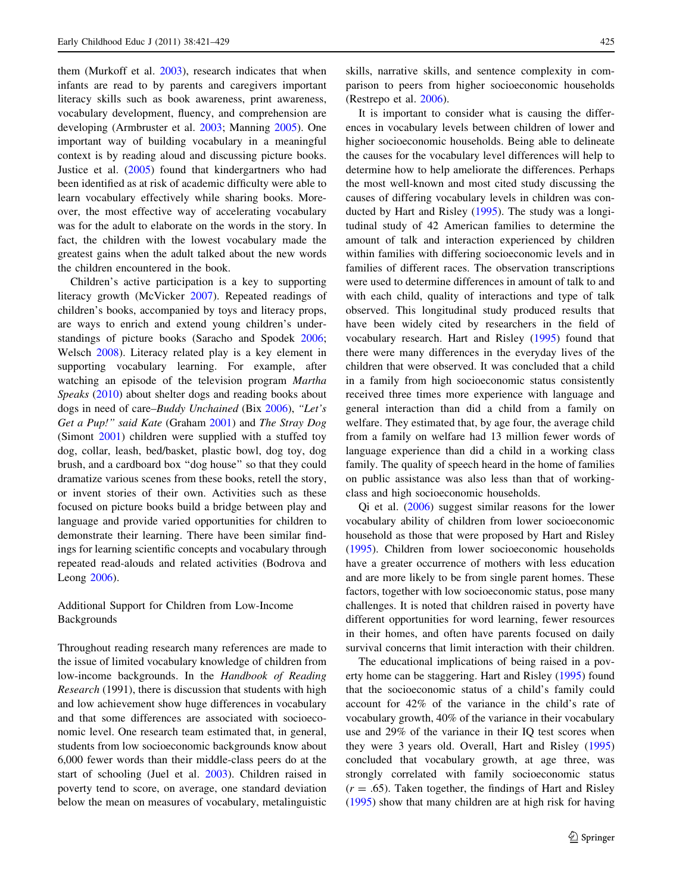them (Murkoff et al. 2003), research indicates that when infants are read to by parents and caregivers important literacy skills such as book awareness, print awareness, vocabulary development, fluency, and comprehension are developing (Armbruster et al. 2003; Manning 2005). One important way of building vocabulary in a meaningful context is by reading aloud and discussing picture books. Justice et al. (2005) found that kindergartners who had been identified as at risk of academic difficulty were able to learn vocabulary effectively while sharing books. Moreover, the most effective way of accelerating vocabulary was for the adult to elaborate on the words in the story. In fact, the children with the lowest vocabulary made the greatest gains when the adult talked about the new words the children encountered in the book.

Children's active participation is a key to supporting literacy growth (McVicker 2007). Repeated readings of children's books, accompanied by toys and literacy props, are ways to enrich and extend young children's understandings of picture books (Saracho and Spodek 2006; Welsch 2008). Literacy related play is a key element in supporting vocabulary learning. For example, after watching an episode of the television program *Martha Speaks* (2010) about shelter dogs and reading books about dogs in need of care–*Buddy Unchained* (Bix 2006), *"Let's Get a Pup!" said Kate* (Graham 2001) and *The Stray Dog* (Simont 2001) children were supplied with a stuffed toy dog, collar, leash, bed/basket, plastic bowl, dog toy, dog brush, and a cardboard box "dog house" so that they could dramatize various scenes from these books, retell the story, or invent stories of their own. Activities such as these focused on picture books build a bridge between play and language and provide varied opportunities for children to demonstrate their learning. There have been similar findings for learning scientific concepts and vocabulary through repeated read-alouds and related activities (Bodrova and Leong 2006).

## Additional Support for Children from Low-Income Backgrounds

Throughout reading research many references are made to the issue of limited vocabulary knowledge of children from low-income backgrounds. In the *Handbook of Reading Research* (1991), there is discussion that students with high and low achievement show huge differences in vocabulary and that some differences are associated with socioeconomic level. One research team estimated that, in general, students from low socioeconomic backgrounds know about 6,000 fewer words than their middle-class peers do at the start of schooling (Juel et al. 2003). Children raised in poverty tend to score, on average, one standard deviation below the mean on measures of vocabulary, metalinguistic skills, narrative skills, and sentence complexity in comparison to peers from higher socioeconomic households (Restrepo et al. 2006).

It is important to consider what is causing the differences in vocabulary levels between children of lower and higher socioeconomic households. Being able to delineate the causes for the vocabulary level differences will help to determine how to help ameliorate the differences. Perhaps the most well-known and most cited study discussing the causes of differing vocabulary levels in children was conducted by Hart and Risley (1995). The study was a longitudinal study of 42 American families to determine the amount of talk and interaction experienced by children within families with differing socioeconomic levels and in families of different races. The observation transcriptions were used to determine differences in amount of talk to and with each child, quality of interactions and type of talk observed. This longitudinal study produced results that have been widely cited by researchers in the field of vocabulary research. Hart and Risley (1995) found that there were many differences in the everyday lives of the children that were observed. It was concluded that a child in a family from high socioeconomic status consistently received three times more experience with language and general interaction than did a child from a family on welfare. They estimated that, by age four, the average child from a family on welfare had 13 million fewer words of language experience than did a child in a working class family. The quality of speech heard in the home of families on public assistance was also less than that of working-class and high socioeconomic households.

Qi et al. (2006) suggest similar reasons for the lower vocabulary ability of children from lower socioeconomic household as those that were proposed by Hart and Risley (1995). Children from lower socioeconomic households have a greater occurrence of mothers with less education and are more likely to be from single parent homes. These factors, together with low socioeconomic status, pose many challenges. It is noted that children raised in poverty have different opportunities for word learning, fewer resources in their homes, and often have parents focused on daily survival concerns that limit interaction with their children.

The educational implications of being raised in a poverty home can be staggering. Hart and Risley (1995) found that the socioeconomic status of a child's family could account for 42% of the variance in the child's rate of vocabulary growth, 40% of the variance in their vocabulary use and 29% of the variance in their IQ test scores when they were 3 years old. Overall, Hart and Risley (1995) concluded that vocabulary growth, at age three, was strongly correlated with family socioeconomic status ($r = .65$). Taken together, the findings of Hart and Risley (1995) show that many children are at high risk for having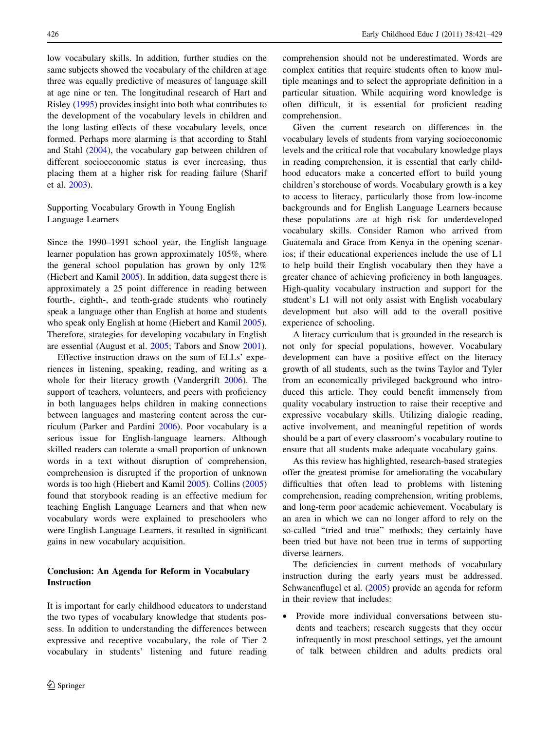low vocabulary skills. In addition, further studies on the same subjects showed the vocabulary of the children at age three was equally predictive of measures of language skill at age nine or ten. The longitudinal research of Hart and Risley (1995) provides insight into both what contributes to the development of the vocabulary levels in children and the long lasting effects of these vocabulary levels, once formed. Perhaps more alarming is that according to Stahl and Stahl (2004), the vocabulary gap between children of different socioeconomic status is ever increasing, thus placing them at a higher risk for reading failure (Sharif et al. 2003).

### Supporting Vocabulary Growth in Young English Language Learners

Since the 1990–1991 school year, the English language learner population has grown approximately 105%, where the general school population has grown by only 12% (Hiebert and Kamil 2005). In addition, data suggest there is approximately a 25 point difference in reading between fourth-, eighth-, and tenth-grade students who routinely speak a language other than English at home and students who speak only English at home (Hiebert and Kamil 2005). Therefore, strategies for developing vocabulary in English are essential (August et al. 2005; Tabors and Snow 2001).

Effective instruction draws on the sum of ELLs' experiences in listening, speaking, reading, and writing as a whole for their literacy growth (Vandergrift 2006). The support of teachers, volunteers, and peers with proficiency in both languages helps children in making connections between languages and mastering content across the curriculum (Parker and Pardini 2006). Poor vocabulary is a serious issue for English-language learners. Although skilled readers can tolerate a small proportion of unknown words in a text without disruption of comprehension, comprehension is disrupted if the proportion of unknown words is too high (Hiebert and Kamil 2005). Collins (2005) found that storybook reading is an effective medium for teaching English Language Learners and that when new vocabulary words were explained to preschoolers who were English Language Learners, it resulted in significant gains in new vocabulary acquisition.

## Conclusion: An Agenda for Reform in Vocabulary Instruction

It is important for early childhood educators to understand the two types of vocabulary knowledge that students possess. In addition to understanding the differences between expressive and receptive vocabulary, the role of Tier 2 vocabulary in students' listening and future reading comprehension should not be underestimated. Words are complex entities that require students often to know multiple meanings and to select the appropriate definition in a particular situation. While acquiring word knowledge is often difficult, it is essential for proficient reading comprehension.

Given the current research on differences in the vocabulary levels of students from varying socioeconomic levels and the critical role that vocabulary knowledge plays in reading comprehension, it is essential that early childhood educators make a concerted effort to build young children's storehouse of words. Vocabulary growth is a key to access to literacy, particularly those from low-income backgrounds and for English Language Learners because these populations are at high risk for underdeveloped vocabulary skills. Consider Ramon who arrived from Guatemala and Grace from Kenya in the opening scenarios; if their educational experiences include the use of L1 to help build their English vocabulary then they have a greater chance of achieving proficiency in both languages. High-quality vocabulary instruction and support for the student's L1 will not only assist with English vocabulary development but also will add to the overall positive experience of schooling.

A literacy curriculum that is grounded in the research is not only for special populations, however. Vocabulary development can have a positive effect on the literacy growth of all students, such as the twins Taylor and Tyler from an economically privileged background who introduced this article. They could benefit immensely from quality vocabulary instruction to raise their receptive and expressive vocabulary skills. Utilizing dialogic reading, active involvement, and meaningful repetition of words should be a part of every classroom's vocabulary routine to ensure that all students make adequate vocabulary gains.

As this review has highlighted, research-based strategies offer the greatest promise for ameliorating the vocabulary difficulties that often lead to problems with listening comprehension, reading comprehension, writing problems, and long-term poor academic achievement. Vocabulary is an area in which we can no longer afford to rely on the so-called "tried and true" methods; they certainly have been tried but have not been true in terms of supporting diverse learners.

The deficiencies in current methods of vocabulary instruction during the early years must be addressed. Schwanenflugel et al. (2005) provide an agenda for reform in their review that includes:

- Provide more individual conversations between students and teachers; research suggests that they occur infrequently in most preschool settings, yet the amount of talk between children and adults predicts oral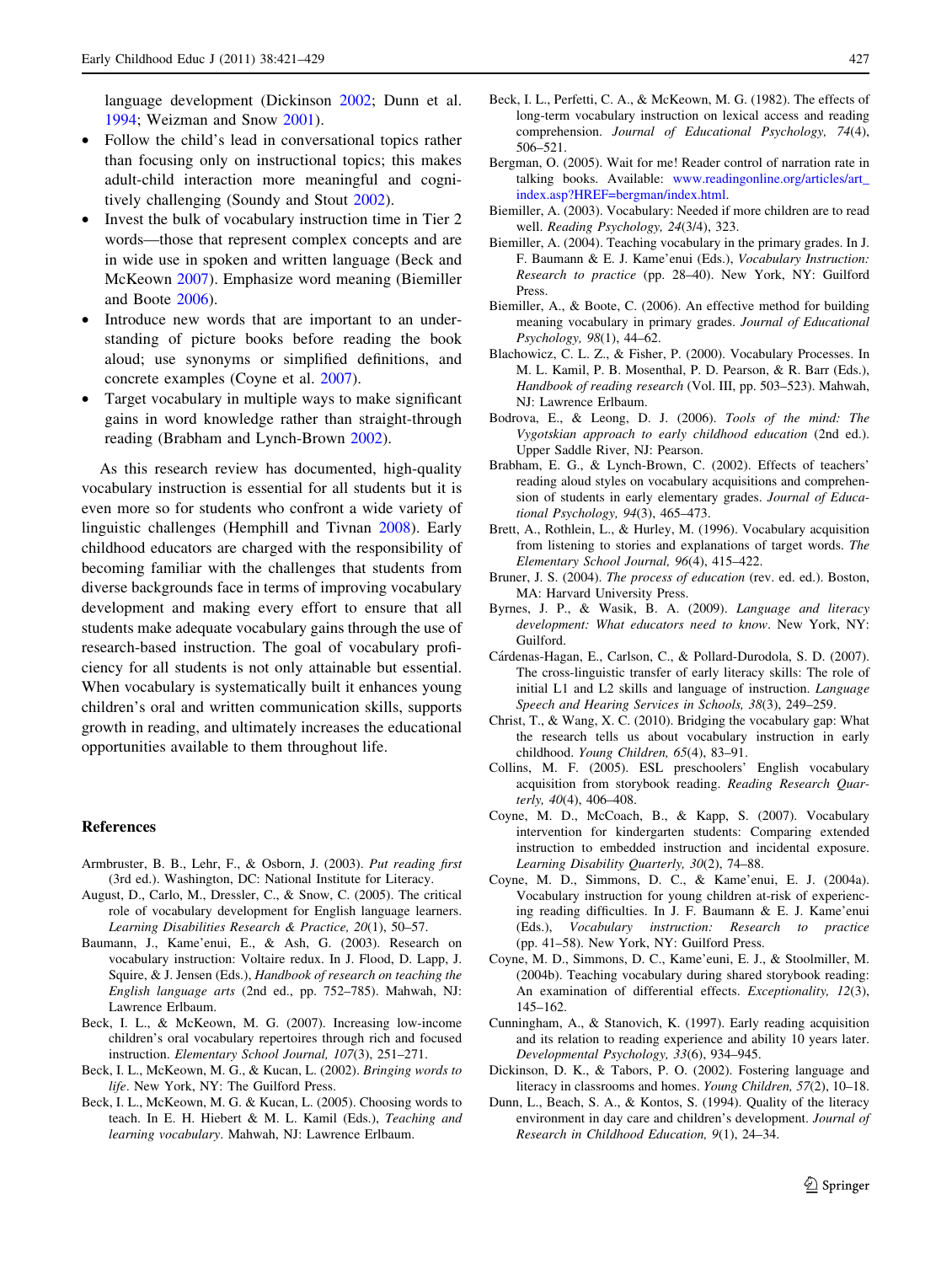language development (Dickinson 2002; Dunn et al. 1994; Weizman and Snow 2001).

- Follow the child's lead in conversational topics rather than focusing only on instructional topics; this makes adult-child interaction more meaningful and cognitively challenging (Soundy and Stout 2002).
- Invest the bulk of vocabulary instruction time in Tier 2 words—those that represent complex concepts and are in wide use in spoken and written language (Beck and McKeown 2007). Emphasize word meaning (Biemiller and Boote 2006).
- Introduce new words that are important to an understanding of picture books before reading the book aloud; use synonyms or simplified definitions, and concrete examples (Coyne et al. 2007).
- Target vocabulary in multiple ways to make significant gains in word knowledge rather than straight-through reading (Brabham and Lynch-Brown 2002).

As this research review has documented, high-quality vocabulary instruction is essential for all students but it is even more so for students who confront a wide variety of linguistic challenges (Hemphill and Tivnan 2008). Early childhood educators are charged with the responsibility of becoming familiar with the challenges that students from diverse backgrounds face in terms of improving vocabulary development and making every effort to ensure that all students make adequate vocabulary gains through the use of research-based instruction. The goal of vocabulary proficiency for all students is not only attainable but essential. When vocabulary is systematically built it enhances young children's oral and written communication skills, supports growth in reading, and ultimately increases the educational opportunities available to them throughout life.

## References

Armbruster, B. B., Lehr, F., & Osborn, J. (2003). *Put reading first* (3rd ed.). Washington, DC: National Institute for Literacy.

August, D., Carlo, M., Dressler, C., & Snow, C. (2005). The critical role of vocabulary development for English language learners. *Learning Disabilities Research & Practice, 20*(1), 50–57.

Baumann, J., Kame'enui, E., & Ash, G. (2003). Research on vocabulary instruction: Voltaire redux. In J. Flood, D. Lapp, J. Squire, & J. Jensen (Eds.), *Handbook of research on teaching the English language arts* (2nd ed., pp. 752–785). Mahwah, NJ: Lawrence Erlbaum.

Beck, I. L., & McKeown, M. G. (2007). Increasing low-income children's oral vocabulary repertoires through rich and focused instruction. *Elementary School Journal, 107*(3), 251–271.

Beck, I. L., McKeown, M. G., & Kucan, L. (2002). *Bringing words to life*. New York, NY: The Guilford Press.

Beck, I. L., McKeown, M. G. & Kucan, L. (2005). Choosing words to teach. In E. H. Hiebert & M. L. Kamil (Eds.), *Teaching and learning vocabulary*. Mahwah, NJ: Lawrence Erlbaum.

Beck, I. L., Perfetti, C. A., & McKeown, M. G. (1982). The effects of long-term vocabulary instruction on lexical access and reading comprehension. *Journal of Educational Psychology, 74*(4), 506–521.

Bergman, O. (2005). Wait for me! Reader control of narration rate in talking books. Available: www.readingonline.org/articles/art_index.asp?HREF=bergman/index.html.

Biemiller, A. (2003). Vocabulary: Needed if more children are to read well. *Reading Psychology, 24*(3/4), 323.

Biemiller, A. (2004). Teaching vocabulary in the primary grades. In J. F. Baumann & E. J. Kame'enui (Eds.), *Vocabulary Instruction: Research to practice* (pp. 28–40). New York, NY: Guilford Press.

Biemiller, A., & Boote, C. (2006). An effective method for building meaning vocabulary in primary grades. *Journal of Educational Psychology, 98*(1), 44–62.

Blachowicz, C. L. Z., & Fisher, P. (2000). Vocabulary Processes. In M. L. Kamil, P. B. Mosenthal, P. D. Pearson, & R. Barr (Eds.), *Handbook of reading research* (Vol. III, pp. 503–523). Mahwah, NJ: Lawrence Erlbaum.

Bodrova, E., & Leong, D. J. (2006). *Tools of the mind: The Vygotskian approach to early childhood education* (2nd ed.). Upper Saddle River, NJ: Pearson.

Brabham, E. G., & Lynch-Brown, C. (2002). Effects of teachers' reading aloud styles on vocabulary acquisitions and comprehension of students in early elementary grades. *Journal of Educational Psychology, 94*(3), 465–473.

Brett, A., Rothlein, L., & Hurley, M. (1996). Vocabulary acquisition from listening to stories and explanations of target words. *The Elementary School Journal, 96*(4), 415–422.

Bruner, J. S. (2004). *The process of education* (rev. ed. ed.). Boston, MA: Harvard University Press.

Byrnes, J. P., & Wasik, B. A. (2009). *Language and literacy development: What educators need to know*. New York, NY: Guilford.

Cárdenas-Hagan, E., Carlson, C., & Pollard-Durodola, S. D. (2007). The cross-linguistic transfer of early literacy skills: The role of initial L1 and L2 skills and language of instruction. *Language Speech and Hearing Services in Schools, 38*(3), 249–259.

Christ, T., & Wang, X. C. (2010). Bridging the vocabulary gap: What the research tells us about vocabulary instruction in early childhood. *Young Children, 65*(4), 83–91.

Collins, M. F. (2005). ESL preschoolers' English vocabulary acquisition from storybook reading. *Reading Research Quarterly, 40*(4), 406–408.

Coyne, M. D., McCoach, B., & Kapp, S. (2007). Vocabulary intervention for kindergarten students: Comparing extended instruction to embedded instruction and incidental exposure. *Learning Disability Quarterly, 30*(2), 74–88.

Coyne, M. D., Simmons, D. C., & Kame'enui, E. J. (2004a). Vocabulary instruction for young children at-risk of experiencing reading difficulties. In J. F. Baumann & E. J. Kame'enui (Eds.), *Vocabulary instruction: Research to practice* (pp. 41–58). New York, NY: Guilford Press.

Coyne, M. D., Simmons, D. C., Kame'euni, E. J., & Stoolmiller, M. (2004b). Teaching vocabulary during shared storybook reading: An examination of differential effects. *Exceptionality, 12*(3), 145–162.

Cunningham, A., & Stanovich, K. (1997). Early reading acquisition and its relation to reading experience and ability 10 years later. *Developmental Psychology, 33*(6), 934–945.

Dickinson, D. K., & Tabors, P. O. (2002). Fostering language and literacy in classrooms and homes. *Young Children, 57*(2), 10–18.

Dunn, L., Beach, S. A., & Kontos, S. (1994). Quality of the literacy environment in day care and children's development. *Journal of Research in Childhood Education, 9*(1), 24–34.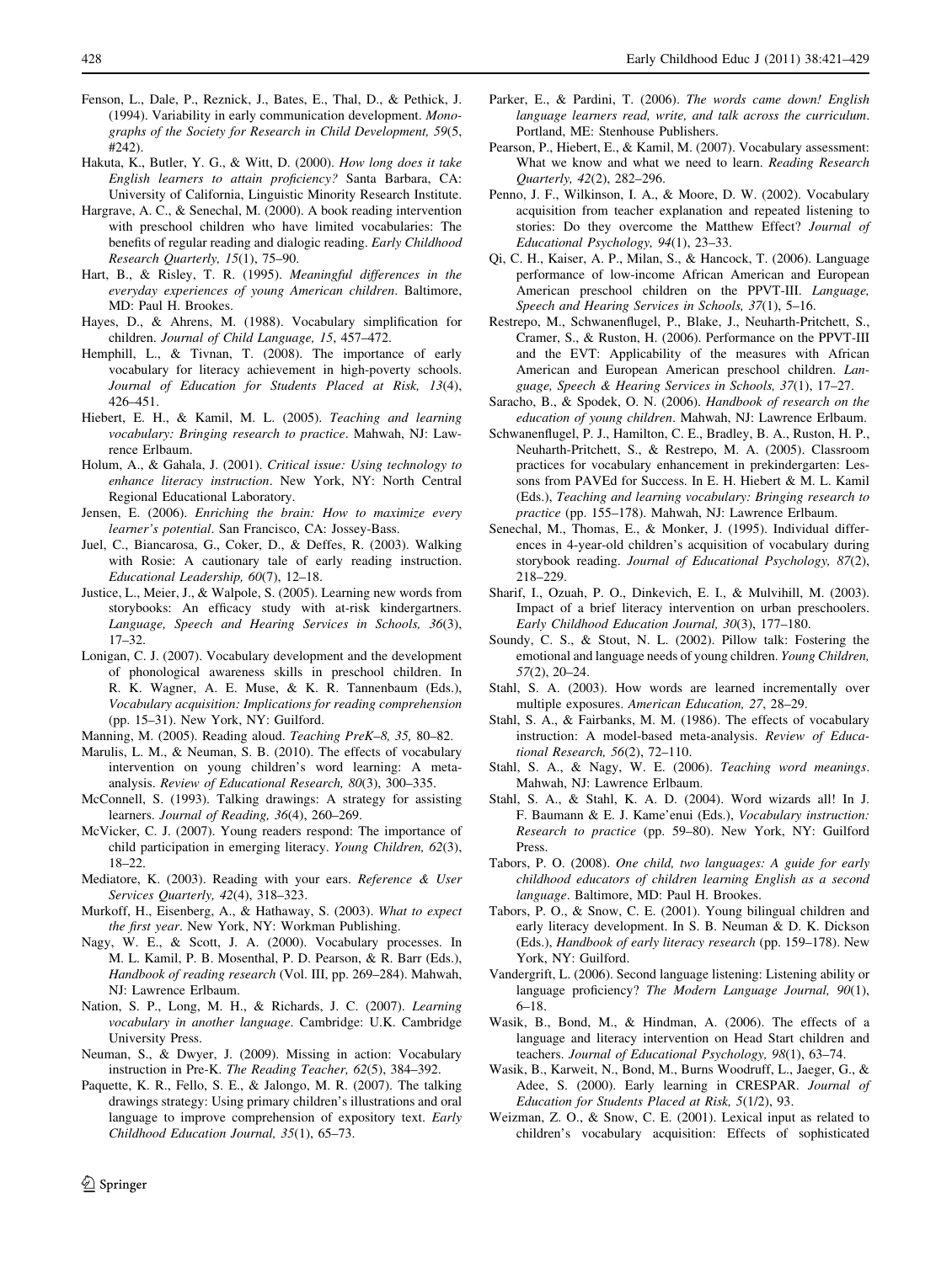Fenson, L., Dale, P., Reznick, J., Bates, E., Thal, D., & Pethick, J. (1994). Variability in early communication development. *Monographs of the Society for Research in Child Development, 59*(5, #242).

Hakuta, K., Butler, Y. G., & Witt, D. (2000). *How long does it take English learners to attain proficiency?* Santa Barbara, CA: University of California, Linguistic Minority Research Institute.

Hargrave, A. C., & Senechal, M. (2000). A book reading intervention with preschool children who have limited vocabularies: The benefits of regular reading and dialogic reading. *Early Childhood Research Quarterly, 15*(1), 75–90.

Hart, B., & Risley, T. R. (1995). *Meaningful differences in the everyday experiences of young American children*. Baltimore, MD: Paul H. Brookes.

Hayes, D., & Ahrens, M. (1988). Vocabulary simplification for children. *Journal of Child Language, 15*, 457–472.

Hemphill, L., & Tivnan, T. (2008). The importance of early vocabulary for literacy achievement in high-poverty schools. *Journal of Education for Students Placed at Risk, 13*(4), 426–451.

Hiebert, E. H., & Kamil, M. L. (2005). *Teaching and learning vocabulary: Bringing research to practice*. Mahwah, NJ: Lawrence Erlbaum.

Holum, A., & Gahala, J. (2001). *Critical issue: Using technology to enhance literacy instruction*. New York, NY: North Central Regional Educational Laboratory.

Jensen, E. (2006). *Enriching the brain: How to maximize every learner's potential*. San Francisco, CA: Jossey-Bass.

Juel, C., Biancarosa, G., Coker, D., & Deffes, R. (2003). Walking with Rosie: A cautionary tale of early reading instruction. *Educational Leadership, 60*(7), 12–18.

Justice, L., Meier, J., & Walpole, S. (2005). Learning new words from storybooks: An efficacy study with at-risk kindergartners. *Language, Speech and Hearing Services in Schools, 36*(3), 17–32.

Lonigan, C. J. (2007). Vocabulary development and the development of phonological awareness skills in preschool children. In R. K. Wagner, A. E. Muse, & K. R. Tannenbaum (Eds.), *Vocabulary acquisition: Implications for reading comprehension* (pp. 15–31). New York, NY: Guilford.

Manning, M. (2005). Reading aloud. *Teaching PreK–8, 35,* 80–82.

Marulis, L. M., & Neuman, S. B. (2010). The effects of vocabulary intervention on young children's word learning: A meta-analysis. *Review of Educational Research, 80*(3), 300–335.

McConnell, S. (1993). Talking drawings: A strategy for assisting learners. *Journal of Reading, 36*(4), 260–269.

McVicker, C. J. (2007). Young readers respond: The importance of child participation in emerging literacy. *Young Children, 62*(3), 18–22.

Mediatore, K. (2003). Reading with your ears. *Reference & User Services Quarterly, 42*(4), 318–323.

Murkoff, H., Eisenberg, A., & Hathaway, S. (2003). *What to expect the first year*. New York, NY: Workman Publishing.

Nagy, W. E., & Scott, J. A. (2000). Vocabulary processes. In M. L. Kamil, P. B. Mosenthal, P. D. Pearson, & R. Barr (Eds.), *Handbook of reading research* (Vol. III, pp. 269–284). Mahwah, NJ: Lawrence Erlbaum.

Nation, S. P., Long, M. H., & Richards, J. C. (2007). *Learning vocabulary in another language*. Cambridge: U.K. Cambridge University Press.

Neuman, S., & Dwyer, J. (2009). Missing in action: Vocabulary instruction in Pre-K. *The Reading Teacher, 62*(5), 384–392.

Paquette, K. R., Fello, S. E., & Jalongo, M. R. (2007). The talking drawings strategy: Using primary children's illustrations and oral language to improve comprehension of expository text. *Early Childhood Education Journal, 35*(1), 65–73.

Parker, E., & Pardini, T. (2006). *The words came down! English language learners read, write, and talk across the curriculum*. Portland, ME: Stenhouse Publishers.

Pearson, P., Hiebert, E., & Kamil, M. (2007). Vocabulary assessment: What we know and what we need to learn. *Reading Research Quarterly, 42*(2), 282–296.

Penno, J. F., Wilkinson, I. A., & Moore, D. W. (2002). Vocabulary acquisition from teacher explanation and repeated listening to stories: Do they overcome the Matthew Effect? *Journal of Educational Psychology, 94*(1), 23–33.

Qi, C. H., Kaiser, A. P., Milan, S., & Hancock, T. (2006). Language performance of low-income African American and European American preschool children on the PPVT-III. *Language, Speech and Hearing Services in Schools, 37*(1), 5–16.

Restrepo, M., Schwanenflugel, P., Blake, J., Neuharth-Pritchett, S., Cramer, S., & Ruston, H. (2006). Performance on the PPVT-III and the EVT: Applicability of the measures with African American and European American preschool children. *Language, Speech & Hearing Services in Schools, 37*(1), 17–27.

Saracho, B., & Spodek, O. N. (2006). *Handbook of research on the education of young children*. Mahwah, NJ: Lawrence Erlbaum.

Schwanenflugel, P. J., Hamilton, C. E., Bradley, B. A., Ruston, H. P., Neuharth-Pritchett, S., & Restrepo, M. A. (2005). Classroom practices for vocabulary enhancement in prekindergarten: Lessons from PAVEd for Success. In E. H. Hiebert & M. L. Kamil (Eds.), *Teaching and learning vocabulary: Bringing research to practice* (pp. 155–178). Mahwah, NJ: Lawrence Erlbaum.

Senechal, M., Thomas, E., & Monker, J. (1995). Individual differences in 4-year-old children's acquisition of vocabulary during storybook reading. *Journal of Educational Psychology, 87*(2), 218–229.

Sharif, I., Ozuah, P. O., Dinkevich, E. I., & Mulvihill, M. (2003). Impact of a brief literacy intervention on urban preschoolers. *Early Childhood Education Journal, 30*(3), 177–180.

Soundy, C. S., & Stout, N. L. (2002). Pillow talk: Fostering the emotional and language needs of young children. *Young Children, 57*(2), 20–24.

Stahl, S. A. (2003). How words are learned incrementally over multiple exposures. *American Education, 27*, 28–29.

Stahl, S. A., & Fairbanks, M. M. (1986). The effects of vocabulary instruction: A model-based meta-analysis. *Review of Educational Research, 56*(2), 72–110.

Stahl, S. A., & Nagy, W. E. (2006). *Teaching word meanings*. Mahwah, NJ: Lawrence Erlbaum.

Stahl, S. A., & Stahl, K. A. D. (2004). Word wizards all! In J. F. Baumann & E. J. Kame'enui (Eds.), *Vocabulary instruction: Research to practice* (pp. 59–80). New York, NY: Guilford Press.

Tabors, P. O. (2008). *One child, two languages: A guide for early childhood educators of children learning English as a second language*. Baltimore, MD: Paul H. Brookes.

Tabors, P. O., & Snow, C. E. (2001). Young bilingual children and early literacy development. In S. B. Neuman & D. K. Dickson (Eds.), *Handbook of early literacy research* (pp. 159–178). New York, NY: Guilford.

Vandergrift, L. (2006). Second language listening: Listening ability or language proficiency? *The Modern Language Journal, 90*(1), 6–18.

Wasik, B., Bond, M., & Hindman, A. (2006). The effects of a language and literacy intervention on Head Start children and teachers. *Journal of Educational Psychology, 98*(1), 63–74.

Wasik, B., Karweit, N., Bond, M., Burns Woodruff, L., Jaeger, G., & Adee, S. (2000). Early learning in CRESPAR. *Journal of Education for Students Placed at Risk, 5*(1/2), 93.

Weizman, Z. O., & Snow, C. E. (2001). Lexical input as related to children's vocabulary acquisition: Effects of sophisticated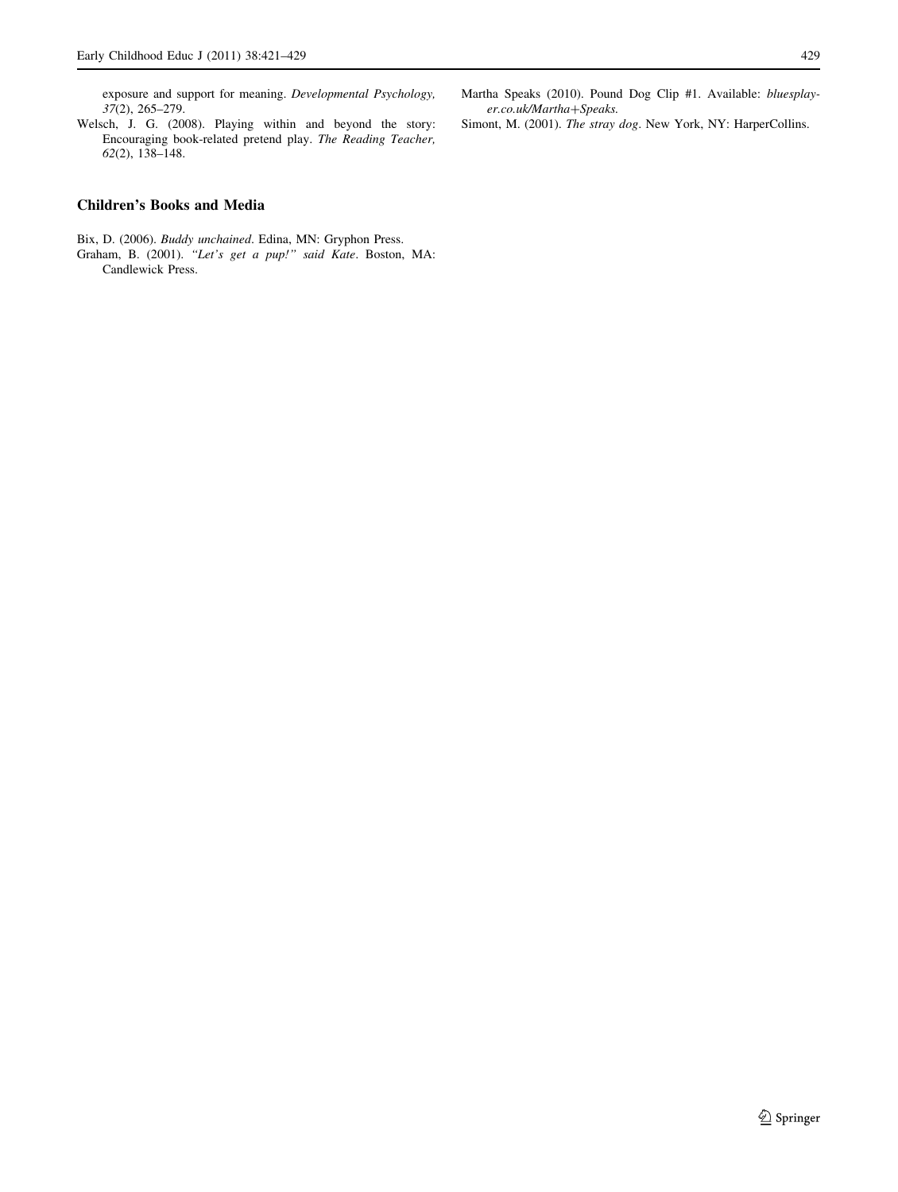exposure and support for meaning. *Developmental Psychology, 37*(2), 265–279.

Welsch, J. G. (2008). Playing within and beyond the story: Encouraging book-related pretend play. *The Reading Teacher, 62*(2), 138–148.

## Children's Books and Media

Bix, D. (2006). *Buddy unchained*. Edina, MN: Gryphon Press.

Graham, B. (2001). *"Let's get a pup!" said Kate*. Boston, MA: Candlewick Press.

Martha Speaks (2010). Pound Dog Clip #1. Available: *bluesplayer.co.uk/Martha+Speaks.*

Simont, M. (2001). *The stray dog*. New York, NY: HarperCollins.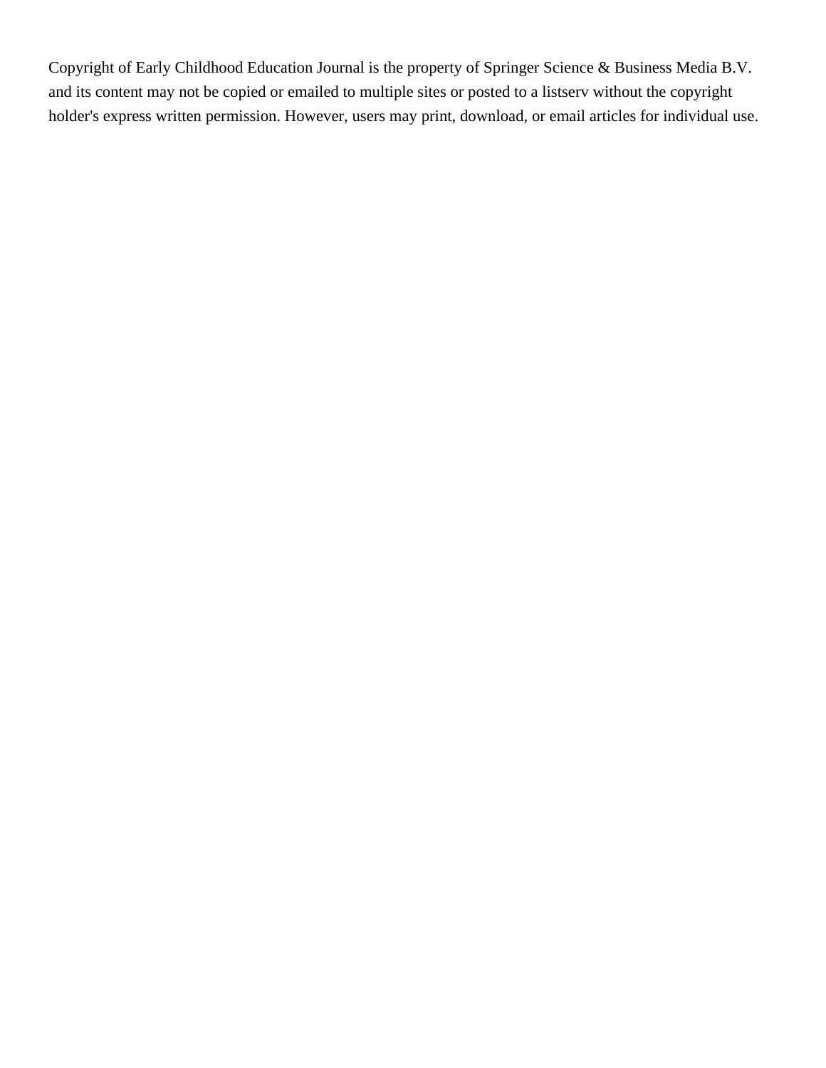Copyright of Early Childhood Education Journal is the property of Springer Science & Business Media B.V. and its content may not be copied or emailed to multiple sites or posted to a listserv without the copyright holder's express written permission. However, users may print, download, or email articles for individual use.